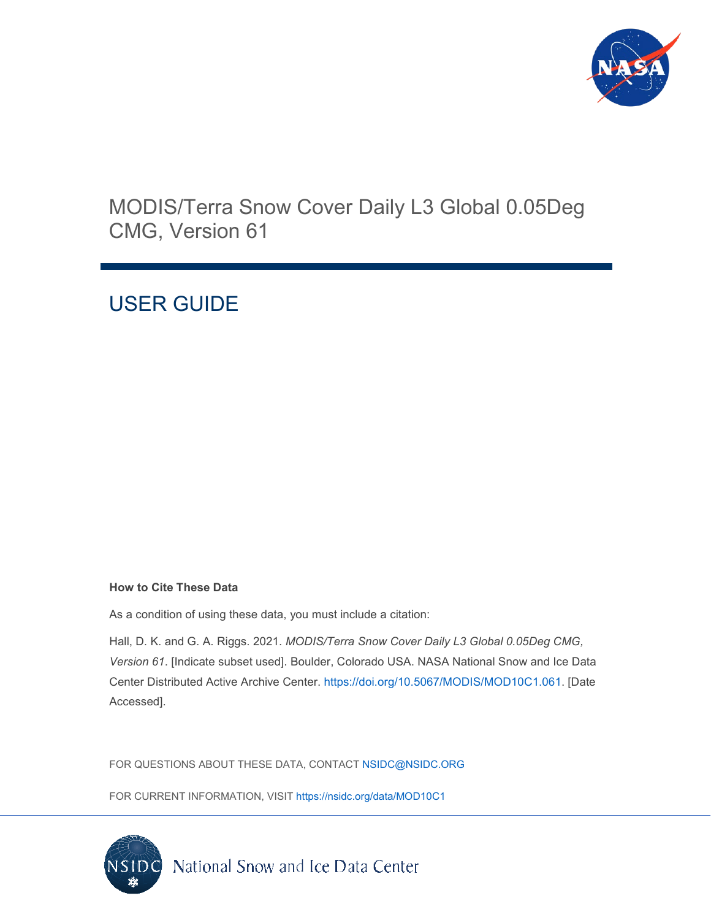# MODIS/Terra Snow Cover Daily L3 Global 0.05Deg CMG, Version 61

## USER GUIDE

**How to Cite These Data**

As a condition of using these data, you must include a citation:

Hall, D. K. and G. A. Riggs. 2021. *MODIS/Terra Snow Cover Daily L3 Global 0.05Deg CMG, Version 61*. [Indicate subset used]. Boulder, Colorado USA. NASA National Snow and Ice Data Center Distributed Active Archive Center. https://doi.org/10.5067/MODIS/MOD10C1.061. [Date Accessed].

FOR QUESTIONS ABOUT THESE DATA, CONTACT NSIDC@NSIDC.ORG

FOR CURRENT INFORMATION, VISIT https://nsidc.org/data/MOD10C1

National Snow and Ice Data Center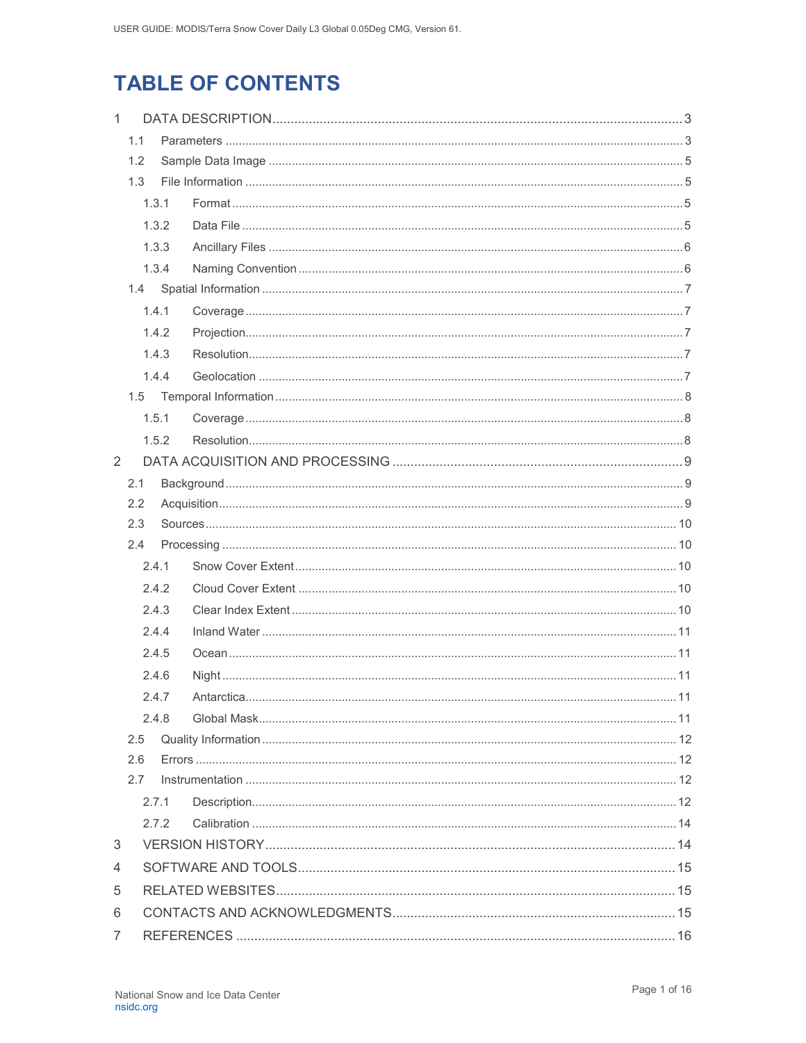# TABLE OF CONTENTS

1 DATA DESCRIPTION ........................................................................................................ 3
  1.1 Parameters ................................................................................................................. 3
  1.2 Sample Data Image .................................................................................................... 5
  1.3 File Information ........................................................................................................... 5
    1.3.1 Format .................................................................................................................. 5
    1.3.2 Data File .............................................................................................................. 5
    1.3.3 Ancillary Files ....................................................................................................... 6
    1.3.4 Naming Convention ............................................................................................. 6
  1.4 Spatial Information ....................................................................................................... 7
    1.4.1 Coverage .............................................................................................................. 7
    1.4.2 Projection ............................................................................................................. 7
    1.4.3 Resolution ............................................................................................................ 7
    1.4.4 Geolocation .......................................................................................................... 7
  1.5 Temporal Information ................................................................................................... 8
    1.5.1 Coverage .............................................................................................................. 8
    1.5.2 Resolution ............................................................................................................ 8
2 DATA ACQUISITION AND PROCESSING ........................................................................ 9
  2.1 Background ................................................................................................................. 9
  2.2 Acquisition .................................................................................................................. 9
  2.3 Sources ..................................................................................................................... 10
  2.4 Processing ................................................................................................................ 10
    2.4.1 Snow Cover Extent ............................................................................................ 10
    2.4.2 Cloud Cover Extent ........................................................................................... 10
    2.4.3 Clear Index Extent ............................................................................................. 10
    2.4.4 Inland Water ....................................................................................................... 11
    2.4.5 Ocean ................................................................................................................. 11
    2.4.6 Night ................................................................................................................... 11
    2.4.7 Antarctica ........................................................................................................... 11
    2.4.8 Global Mask ....................................................................................................... 11
  2.5 Quality Information ................................................................................................... 12
  2.6 Errors ........................................................................................................................ 12
  2.7 Instrumentation ......................................................................................................... 12
    2.7.1 Description ......................................................................................................... 12
    2.7.2 Calibration ......................................................................................................... 14
3 VERSION HISTORY ......................................................................................................... 14
4 SOFTWARE AND TOOLS ................................................................................................ 15
5 RELATED WEBSITES ...................................................................................................... 15
6 CONTACTS AND ACKNOWLEDGMENTS ....................................................................... 15
7 REFERENCES .................................................................................................................. 16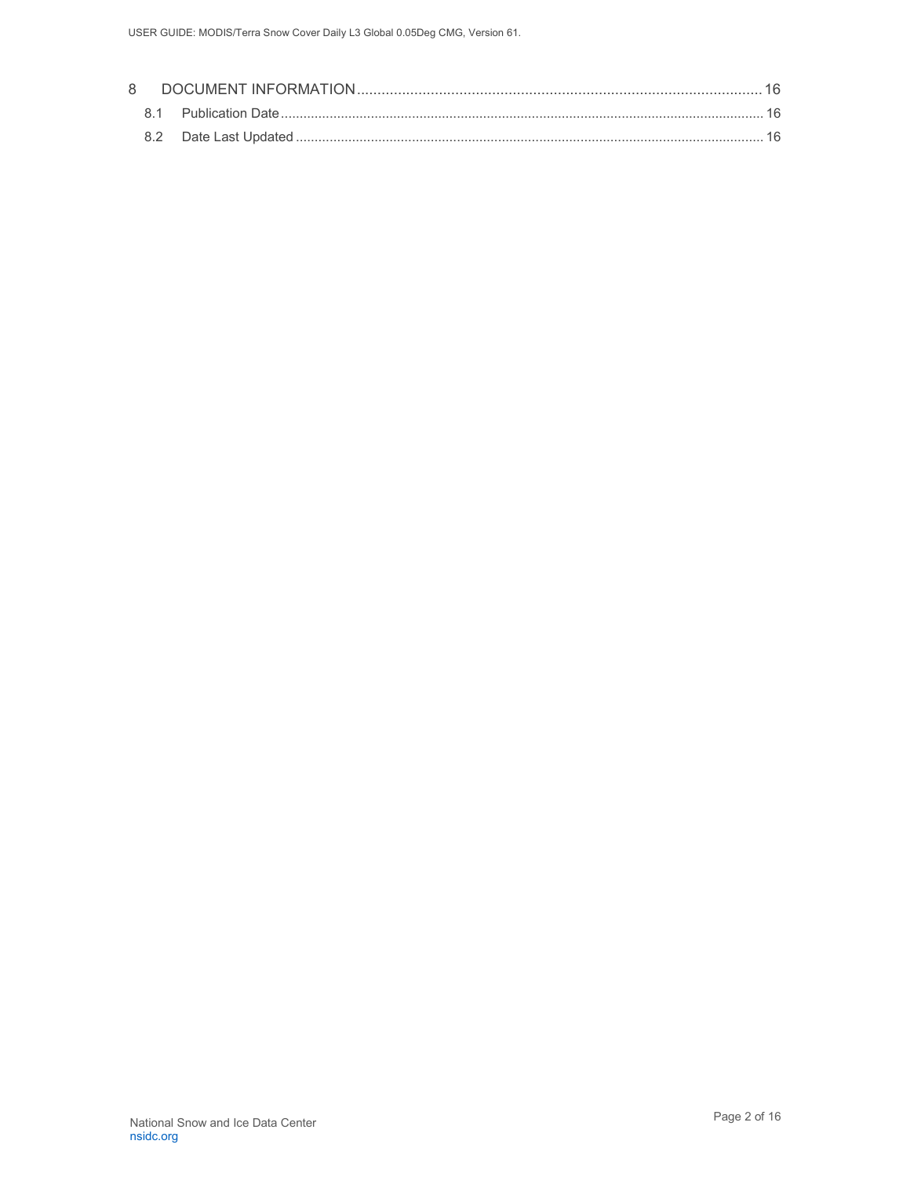8 DOCUMENT INFORMATION ........................................................................................... 16

8.1 Publication Date ........................................................................................................... 16

8.2 Date Last Updated ........................................................................................................ 16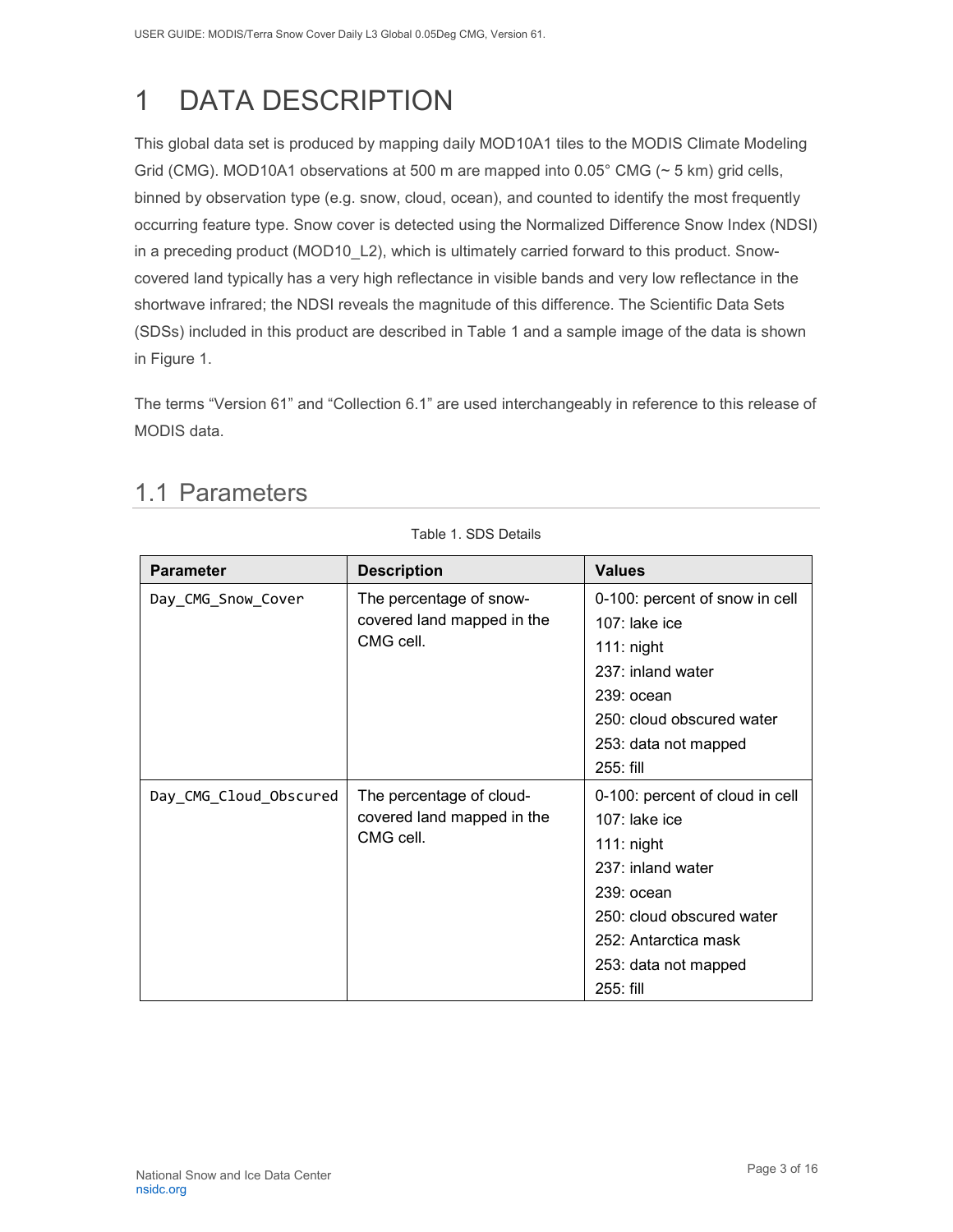# 1 DATA DESCRIPTION

This global data set is produced by mapping daily MOD10A1 tiles to the MODIS Climate Modeling Grid (CMG). MOD10A1 observations at 500 m are mapped into 0.05° CMG (~ 5 km) grid cells, binned by observation type (e.g. snow, cloud, ocean), and counted to identify the most frequently occurring feature type. Snow cover is detected using the Normalized Difference Snow Index (NDSI) in a preceding product (MOD10_L2), which is ultimately carried forward to this product. Snow-covered land typically has a very high reflectance in visible bands and very low reflectance in the shortwave infrared; the NDSI reveals the magnitude of this difference. The Scientific Data Sets (SDSs) included in this product are described in Table 1 and a sample image of the data is shown in Figure 1.

The terms "Version 61" and "Collection 6.1" are used interchangeably in reference to this release of MODIS data.

## 1.1 Parameters

Table 1. SDS Details

| Parameter | Description | Values |
| --- | --- | --- |
| `Day_CMG_Snow_Cover` | The percentage of snow-covered land mapped in the CMG cell. | 0-100: percent of snow in cell<br>107: lake ice<br>111: night<br>237: inland water<br>239: ocean<br>250: cloud obscured water<br>253: data not mapped<br>255: fill |
| `Day_CMG_Cloud_Obscured` | The percentage of cloud-covered land mapped in the CMG cell. | 0-100: percent of cloud in cell<br>107: lake ice<br>111: night<br>237: inland water<br>239: ocean<br>250: cloud obscured water<br>252: Antarctica mask<br>253: data not mapped<br>255: fill |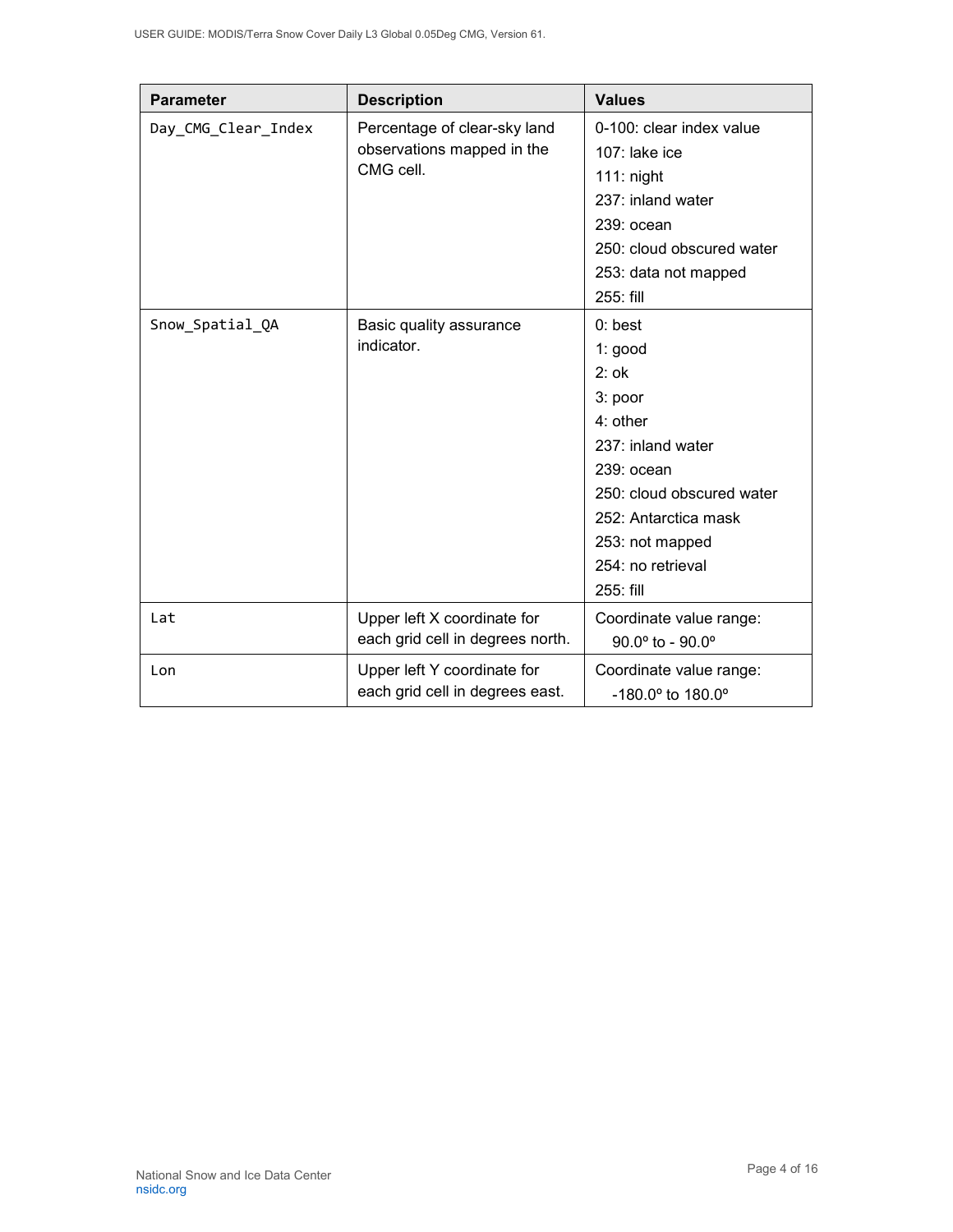| Parameter | Description | Values |
|---|---|---|
| Day_CMG_Clear_Index | Percentage of clear-sky land observations mapped in the CMG cell. | 0-100: clear index value<br>107: lake ice<br>111: night<br>237: inland water<br>239: ocean<br>250: cloud obscured water<br>253: data not mapped<br>255: fill |
| Snow_Spatial_QA | Basic quality assurance indicator. | 0: best<br>1: good<br>2: ok<br>3: poor<br>4: other<br>237: inland water<br>239: ocean<br>250: cloud obscured water<br>252: Antarctica mask<br>253: not mapped<br>254: no retrieval<br>255: fill |
| Lat | Upper left X coordinate for each grid cell in degrees north. | Coordinate value range: 90.0º to - 90.0º |
| Lon | Upper left Y coordinate for each grid cell in degrees east. | Coordinate value range: -180.0º to 180.0º |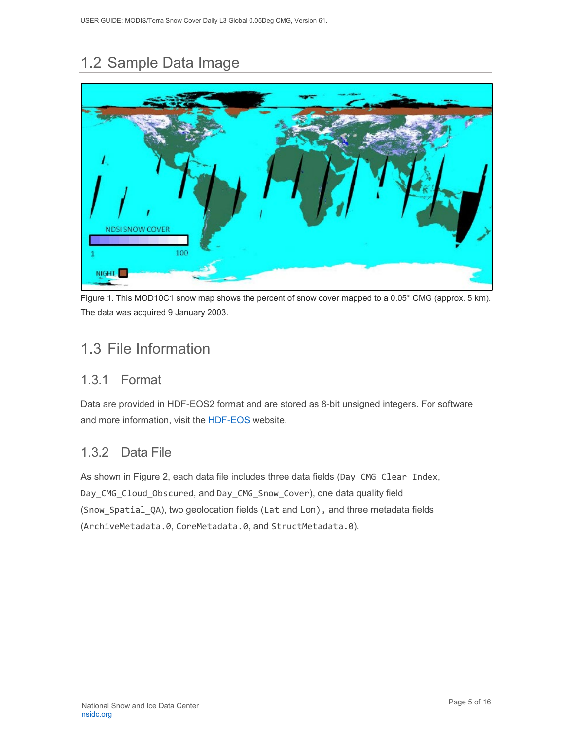## 1.2 Sample Data Image

Figure 1. This MOD10C1 snow map shows the percent of snow cover mapped to a 0.05° CMG (approx. 5 km). The data was acquired 9 January 2003.

## 1.3 File Information

### 1.3.1 Format

Data are provided in HDF-EOS2 format and are stored as 8-bit unsigned integers. For software and more information, visit the HDF-EOS website.

### 1.3.2 Data File

As shown in Figure 2, each data file includes three data fields (Day_CMG_Clear_Index, Day_CMG_Cloud_Obscured, and Day_CMG_Snow_Cover), one data quality field (Snow_Spatial_QA), two geolocation fields (Lat and Lon), and three metadata fields (ArchiveMetadata.0, CoreMetadata.0, and StructMetadata.0).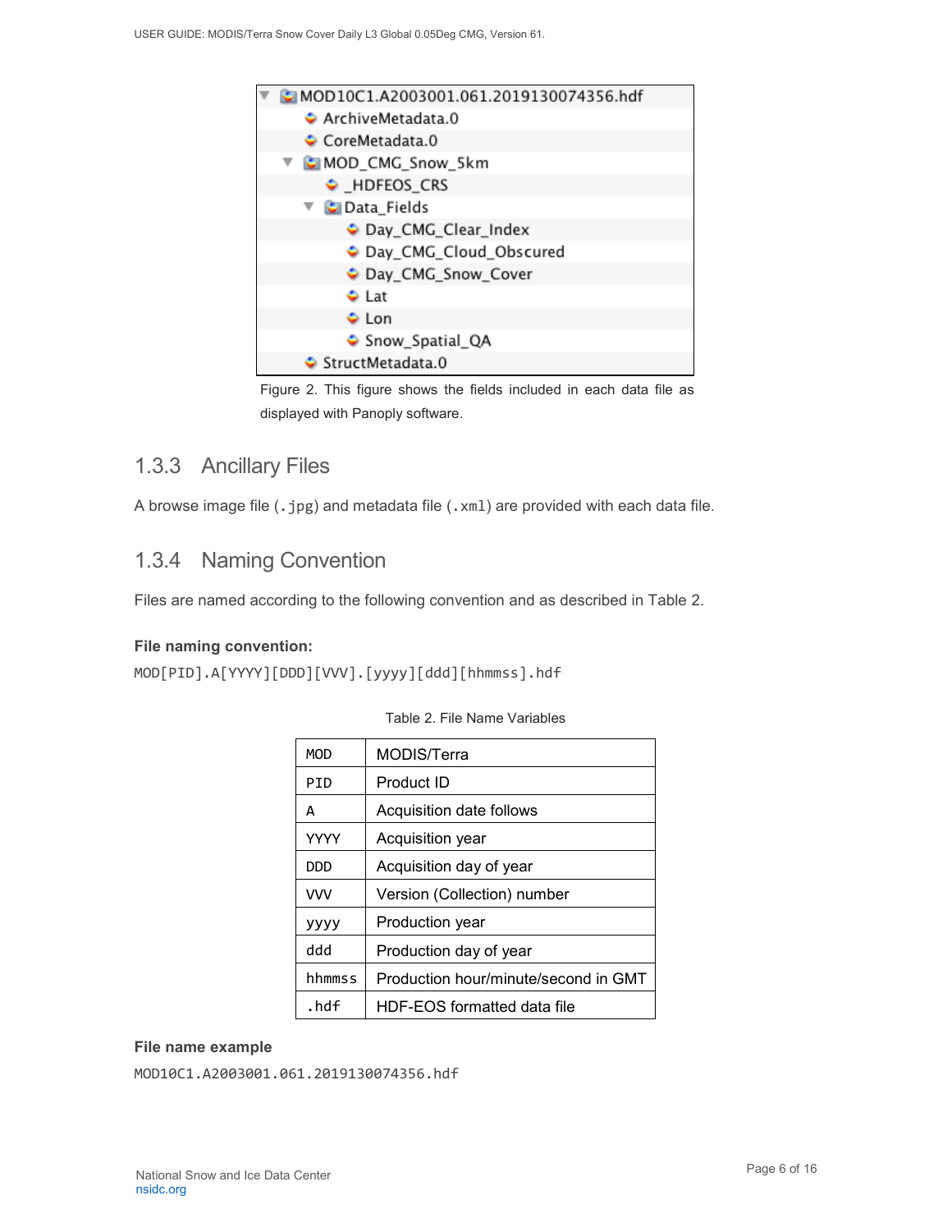```
MOD10C1.A2003001.061.2019130074356.hdf
    ArchiveMetadata.0
    CoreMetadata.0
    MOD_CMG_Snow_5km
        _HDFEOS_CRS
        Data_Fields
            Day_CMG_Clear_Index
            Day_CMG_Cloud_Obscured
            Day_CMG_Snow_Cover
            Lat
            Lon
            Snow_Spatial_QA
    StructMetadata.0
```

Figure 2. This figure shows the fields included in each data file as displayed with Panoply software.

### 1.3.3 Ancillary Files

A browse image file (`.jpg`) and metadata file (`.xml`) are provided with each data file.

### 1.3.4 Naming Convention

Files are named according to the following convention and as described in Table 2.

**File naming convention:**

```
MOD[PID].A[YYYY][DDD][VVV].[yyyy][ddd][hhmmss].hdf
```

Table 2. File Name Variables

| | |
|---|---|
| MOD | MODIS/Terra |
| PID | Product ID |
| A | Acquisition date follows |
| YYYY | Acquisition year |
| DDD | Acquisition day of year |
| VVV | Version (Collection) number |
| yyyy | Production year |
| ddd | Production day of year |
| hhmmss | Production hour/minute/second in GMT |
| .hdf | HDF-EOS formatted data file |

**File name example**

```
MOD10C1.A2003001.061.2019130074356.hdf
```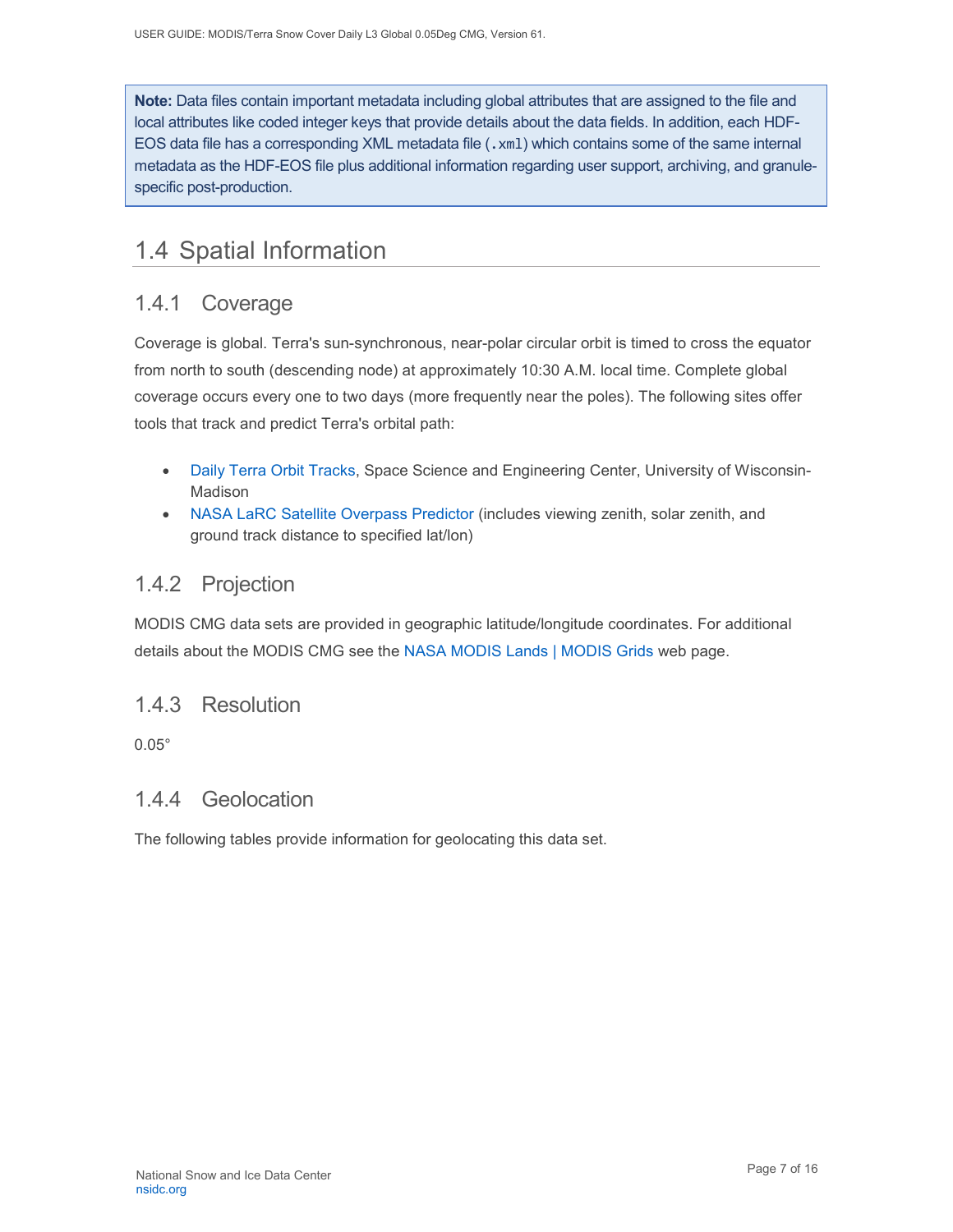**Note:** Data files contain important metadata including global attributes that are assigned to the file and local attributes like coded integer keys that provide details about the data fields. In addition, each HDF-EOS data file has a corresponding XML metadata file (`.xml`) which contains some of the same internal metadata as the HDF-EOS file plus additional information regarding user support, archiving, and granule-specific post-production.

## 1.4 Spatial Information

### 1.4.1 Coverage

Coverage is global. Terra's sun-synchronous, near-polar circular orbit is timed to cross the equator from north to south (descending node) at approximately 10:30 A.M. local time. Complete global coverage occurs every one to two days (more frequently near the poles). The following sites offer tools that track and predict Terra's orbital path:

- Daily Terra Orbit Tracks, Space Science and Engineering Center, University of Wisconsin-Madison
- NASA LaRC Satellite Overpass Predictor (includes viewing zenith, solar zenith, and ground track distance to specified lat/lon)

### 1.4.2 Projection

MODIS CMG data sets are provided in geographic latitude/longitude coordinates. For additional details about the MODIS CMG see the NASA MODIS Lands | MODIS Grids web page.

### 1.4.3 Resolution

0.05°

### 1.4.4 Geolocation

The following tables provide information for geolocating this data set.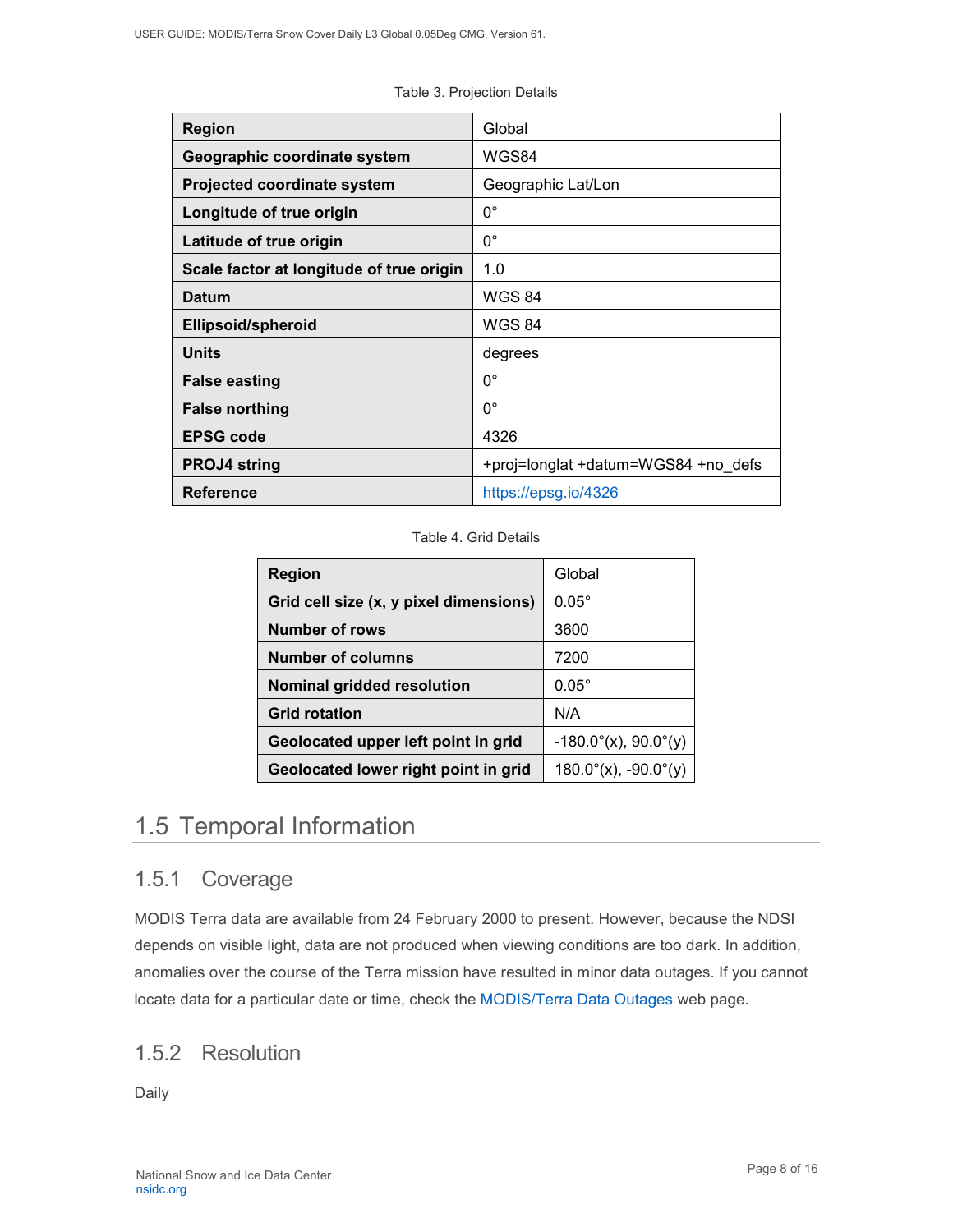Table 3. Projection Details

| Region | Global |
|---|---|
| **Geographic coordinate system** | WGS84 |
| **Projected coordinate system** | Geographic Lat/Lon |
| **Longitude of true origin** | 0° |
| **Latitude of true origin** | 0° |
| **Scale factor at longitude of true origin** | 1.0 |
| **Datum** | WGS 84 |
| **Ellipsoid/spheroid** | WGS 84 |
| **Units** | degrees |
| **False easting** | 0° |
| **False northing** | 0° |
| **EPSG code** | 4326 |
| **PROJ4 string** | +proj=longlat +datum=WGS84 +no_defs |
| **Reference** | [https://epsg.io/4326](https://epsg.io/4326) |

Table 4. Grid Details

| Region | Global |
|---|---|
| **Grid cell size (x, y pixel dimensions)** | 0.05° |
| **Number of rows** | 3600 |
| **Number of columns** | 7200 |
| **Nominal gridded resolution** | 0.05° |
| **Grid rotation** | N/A |
| **Geolocated upper left point in grid** | -180.0°(x), 90.0°(y) |
| **Geolocated lower right point in grid** | 180.0°(x), -90.0°(y) |

## 1.5 Temporal Information

### 1.5.1 Coverage

MODIS Terra data are available from 24 February 2000 to present. However, because the NDSI depends on visible light, data are not produced when viewing conditions are too dark. In addition, anomalies over the course of the Terra mission have resulted in minor data outages. If you cannot locate data for a particular date or time, check the MODIS/Terra Data Outages web page.

### 1.5.2 Resolution

Daily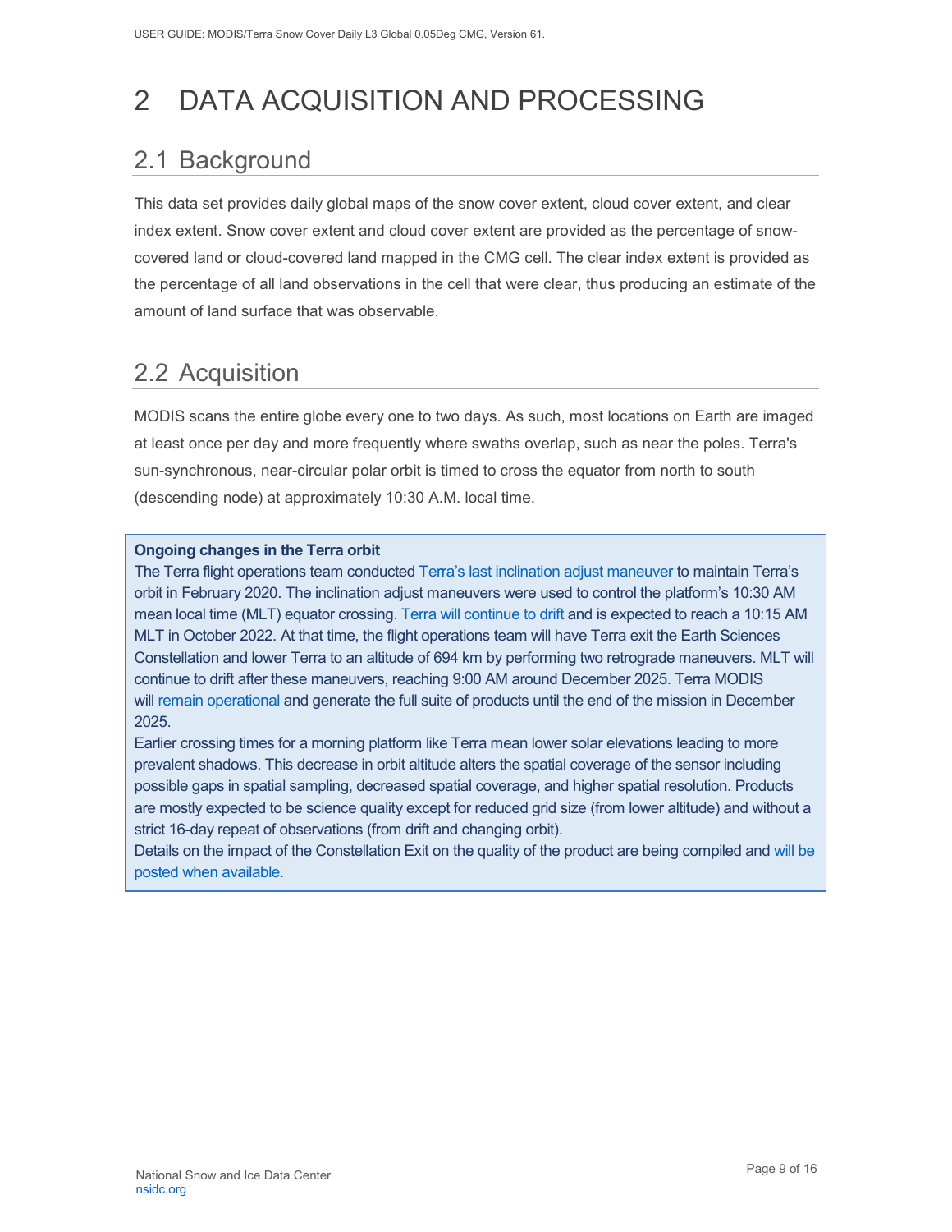# 2 DATA ACQUISITION AND PROCESSING

## 2.1 Background

This data set provides daily global maps of the snow cover extent, cloud cover extent, and clear index extent. Snow cover extent and cloud cover extent are provided as the percentage of snow-covered land or cloud-covered land mapped in the CMG cell. The clear index extent is provided as the percentage of all land observations in the cell that were clear, thus producing an estimate of the amount of land surface that was observable.

## 2.2 Acquisition

MODIS scans the entire globe every one to two days. As such, most locations on Earth are imaged at least once per day and more frequently where swaths overlap, such as near the poles. Terra's sun-synchronous, near-circular polar orbit is timed to cross the equator from north to south (descending node) at approximately 10:30 A.M. local time.

**Ongoing changes in the Terra orbit**

The Terra flight operations team conducted Terra's last inclination adjust maneuver to maintain Terra's orbit in February 2020. The inclination adjust maneuvers were used to control the platform's 10:30 AM mean local time (MLT) equator crossing. Terra will continue to drift and is expected to reach a 10:15 AM MLT in October 2022. At that time, the flight operations team will have Terra exit the Earth Sciences Constellation and lower Terra to an altitude of 694 km by performing two retrograde maneuvers. MLT will continue to drift after these maneuvers, reaching 9:00 AM around December 2025. Terra MODIS will remain operational and generate the full suite of products until the end of the mission in December 2025.

Earlier crossing times for a morning platform like Terra mean lower solar elevations leading to more prevalent shadows. This decrease in orbit altitude alters the spatial coverage of the sensor including possible gaps in spatial sampling, decreased spatial coverage, and higher spatial resolution. Products are mostly expected to be science quality except for reduced grid size (from lower altitude) and without a strict 16-day repeat of observations (from drift and changing orbit).

Details on the impact of the Constellation Exit on the quality of the product are being compiled and will be posted when available.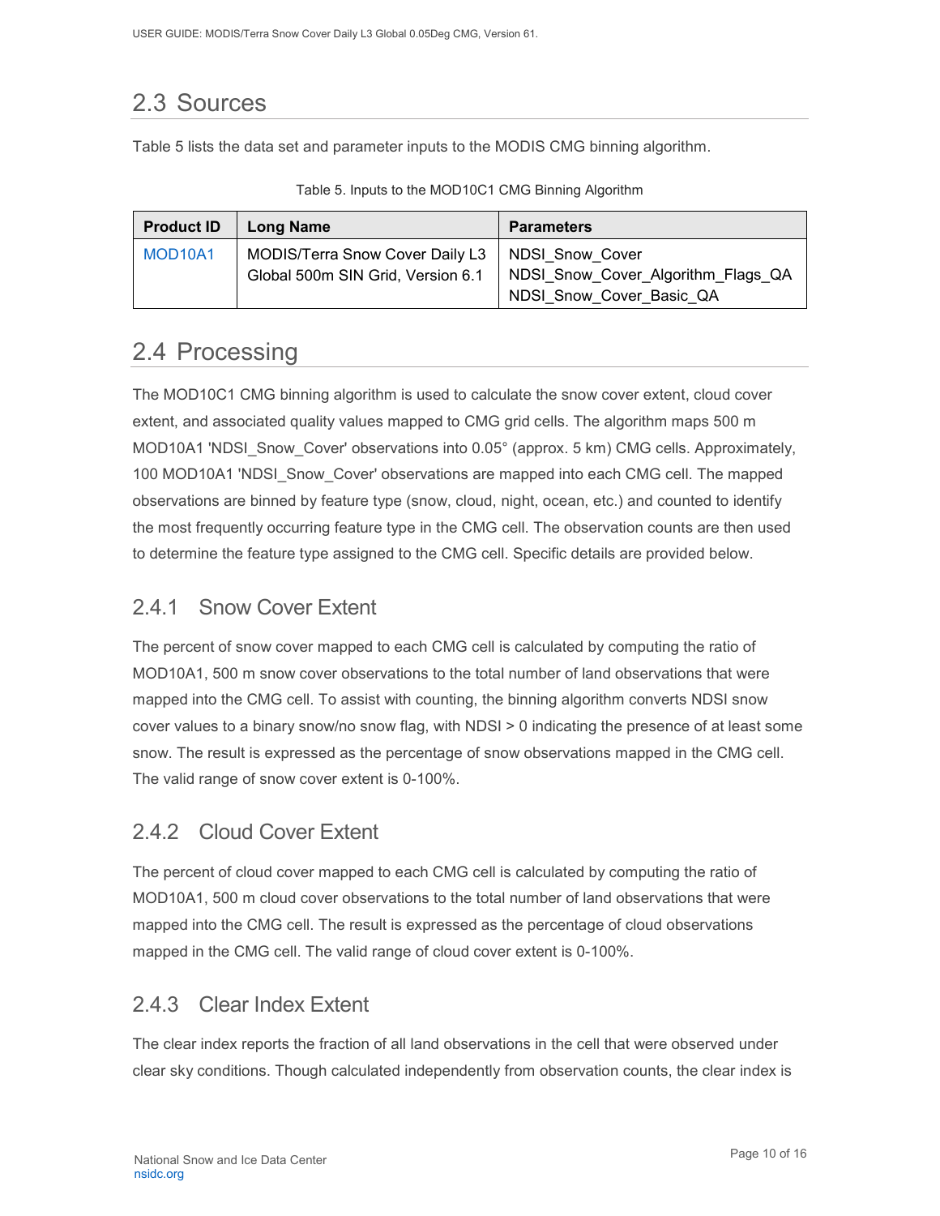## 2.3 Sources

Table 5 lists the data set and parameter inputs to the MODIS CMG binning algorithm.

Table 5. Inputs to the MOD10C1 CMG Binning Algorithm

| Product ID | Long Name | Parameters |
|---|---|---|
| MOD10A1 | MODIS/Terra Snow Cover Daily L3 Global 500m SIN Grid, Version 6.1 | NDSI_Snow_Cover<br>NDSI_Snow_Cover_Algorithm_Flags_QA<br>NDSI_Snow_Cover_Basic_QA |

## 2.4 Processing

The MOD10C1 CMG binning algorithm is used to calculate the snow cover extent, cloud cover extent, and associated quality values mapped to CMG grid cells. The algorithm maps 500 m MOD10A1 'NDSI_Snow_Cover' observations into 0.05° (approx. 5 km) CMG cells. Approximately, 100 MOD10A1 'NDSI_Snow_Cover' observations are mapped into each CMG cell. The mapped observations are binned by feature type (snow, cloud, night, ocean, etc.) and counted to identify the most frequently occurring feature type in the CMG cell. The observation counts are then used to determine the feature type assigned to the CMG cell. Specific details are provided below.

### 2.4.1 Snow Cover Extent

The percent of snow cover mapped to each CMG cell is calculated by computing the ratio of MOD10A1, 500 m snow cover observations to the total number of land observations that were mapped into the CMG cell. To assist with counting, the binning algorithm converts NDSI snow cover values to a binary snow/no snow flag, with NDSI > 0 indicating the presence of at least some snow. The result is expressed as the percentage of snow observations mapped in the CMG cell. The valid range of snow cover extent is 0-100%.

### 2.4.2 Cloud Cover Extent

The percent of cloud cover mapped to each CMG cell is calculated by computing the ratio of MOD10A1, 500 m cloud cover observations to the total number of land observations that were mapped into the CMG cell. The result is expressed as the percentage of cloud observations mapped in the CMG cell. The valid range of cloud cover extent is 0-100%.

### 2.4.3 Clear Index Extent

The clear index reports the fraction of all land observations in the cell that were observed under clear sky conditions. Though calculated independently from observation counts, the clear index is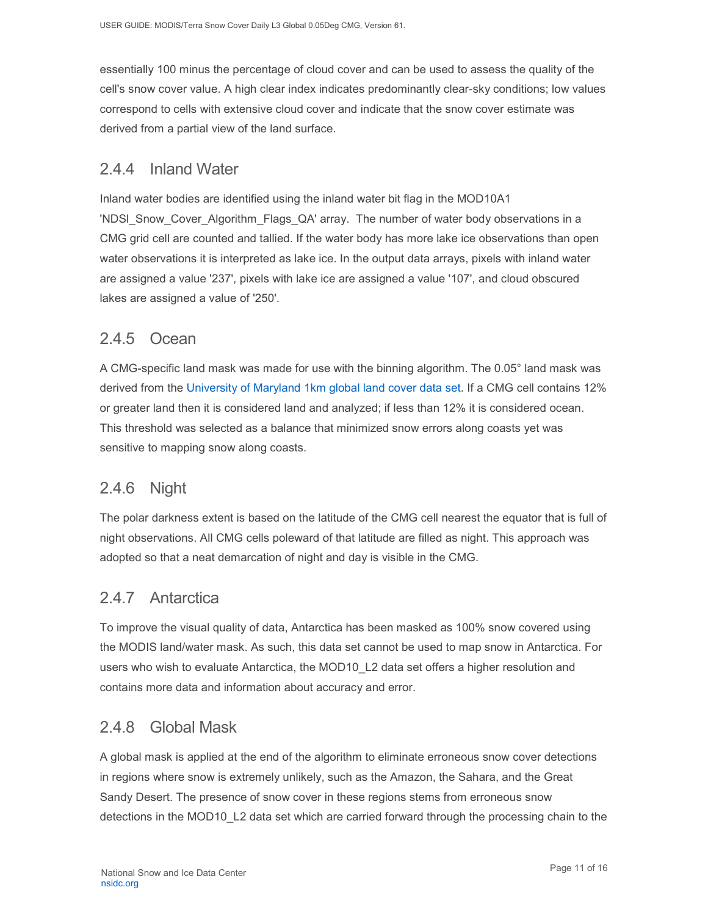essentially 100 minus the percentage of cloud cover and can be used to assess the quality of the cell's snow cover value. A high clear index indicates predominantly clear-sky conditions; low values correspond to cells with extensive cloud cover and indicate that the snow cover estimate was derived from a partial view of the land surface.

### 2.4.4 Inland Water

Inland water bodies are identified using the inland water bit flag in the MOD10A1 'NDSI_Snow_Cover_Algorithm_Flags_QA' array. The number of water body observations in a CMG grid cell are counted and tallied. If the water body has more lake ice observations than open water observations it is interpreted as lake ice. In the output data arrays, pixels with inland water are assigned a value '237', pixels with lake ice are assigned a value '107', and cloud obscured lakes are assigned a value of '250'.

### 2.4.5 Ocean

A CMG-specific land mask was made for use with the binning algorithm. The 0.05° land mask was derived from the University of Maryland 1km global land cover data set. If a CMG cell contains 12% or greater land then it is considered land and analyzed; if less than 12% it is considered ocean. This threshold was selected as a balance that minimized snow errors along coasts yet was sensitive to mapping snow along coasts.

### 2.4.6 Night

The polar darkness extent is based on the latitude of the CMG cell nearest the equator that is full of night observations. All CMG cells poleward of that latitude are filled as night. This approach was adopted so that a neat demarcation of night and day is visible in the CMG.

### 2.4.7 Antarctica

To improve the visual quality of data, Antarctica has been masked as 100% snow covered using the MODIS land/water mask. As such, this data set cannot be used to map snow in Antarctica. For users who wish to evaluate Antarctica, the MOD10_L2 data set offers a higher resolution and contains more data and information about accuracy and error.

### 2.4.8 Global Mask

A global mask is applied at the end of the algorithm to eliminate erroneous snow cover detections in regions where snow is extremely unlikely, such as the Amazon, the Sahara, and the Great Sandy Desert. The presence of snow cover in these regions stems from erroneous snow detections in the MOD10_L2 data set which are carried forward through the processing chain to the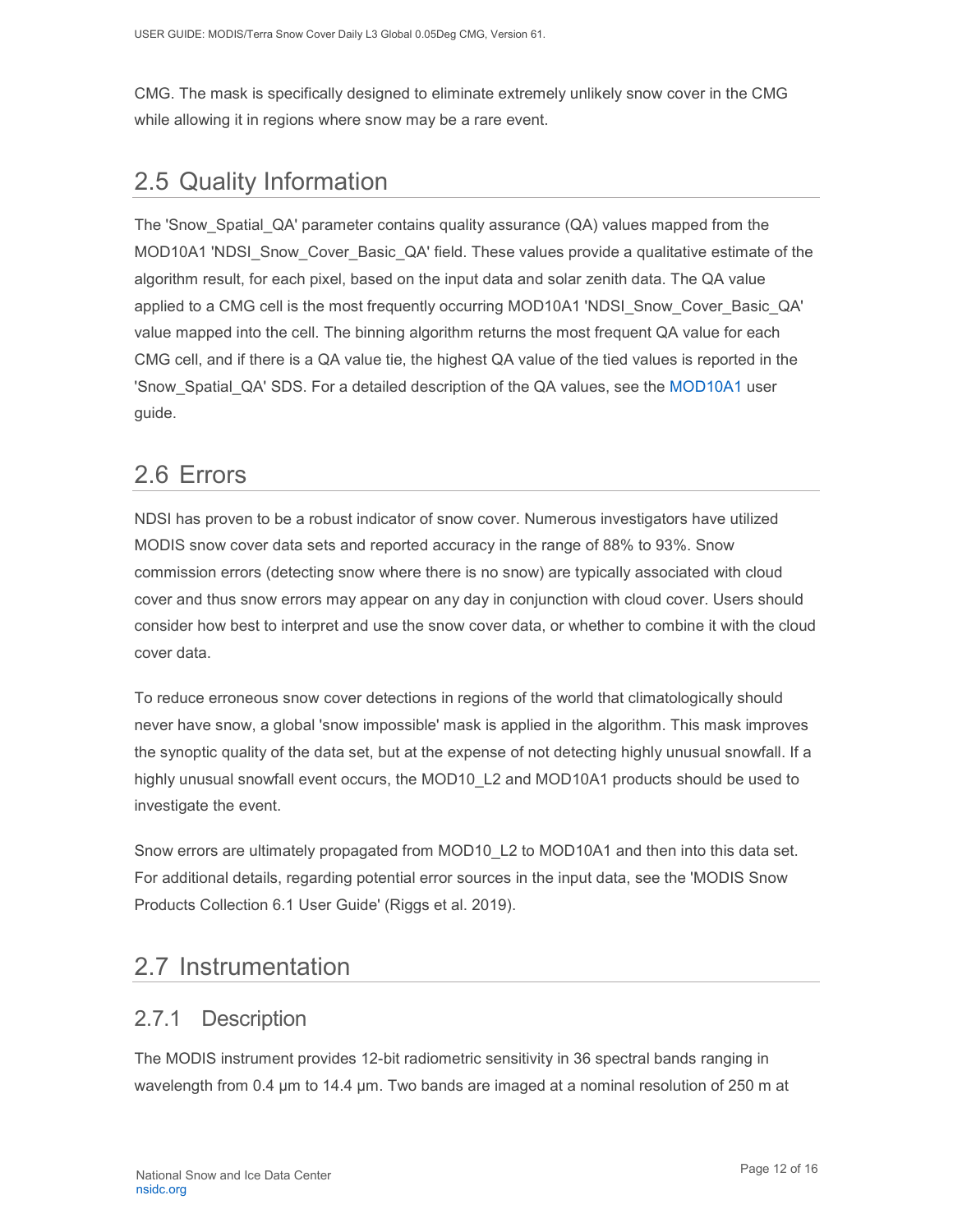CMG. The mask is specifically designed to eliminate extremely unlikely snow cover in the CMG while allowing it in regions where snow may be a rare event.

## 2.5 Quality Information

The 'Snow_Spatial_QA' parameter contains quality assurance (QA) values mapped from the MOD10A1 'NDSI_Snow_Cover_Basic_QA' field. These values provide a qualitative estimate of the algorithm result, for each pixel, based on the input data and solar zenith data. The QA value applied to a CMG cell is the most frequently occurring MOD10A1 'NDSI_Snow_Cover_Basic_QA' value mapped into the cell. The binning algorithm returns the most frequent QA value for each CMG cell, and if there is a QA value tie, the highest QA value of the tied values is reported in the 'Snow_Spatial_QA' SDS. For a detailed description of the QA values, see the MOD10A1 user guide.

## 2.6 Errors

NDSI has proven to be a robust indicator of snow cover. Numerous investigators have utilized MODIS snow cover data sets and reported accuracy in the range of 88% to 93%. Snow commission errors (detecting snow where there is no snow) are typically associated with cloud cover and thus snow errors may appear on any day in conjunction with cloud cover. Users should consider how best to interpret and use the snow cover data, or whether to combine it with the cloud cover data.

To reduce erroneous snow cover detections in regions of the world that climatologically should never have snow, a global 'snow impossible' mask is applied in the algorithm. This mask improves the synoptic quality of the data set, but at the expense of not detecting highly unusual snowfall. If a highly unusual snowfall event occurs, the MOD10_L2 and MOD10A1 products should be used to investigate the event.

Snow errors are ultimately propagated from MOD10_L2 to MOD10A1 and then into this data set. For additional details, regarding potential error sources in the input data, see the 'MODIS Snow Products Collection 6.1 User Guide' (Riggs et al. 2019).

## 2.7 Instrumentation

### 2.7.1 Description

The MODIS instrument provides 12-bit radiometric sensitivity in 36 spectral bands ranging in wavelength from 0.4 µm to 14.4 µm. Two bands are imaged at a nominal resolution of 250 m at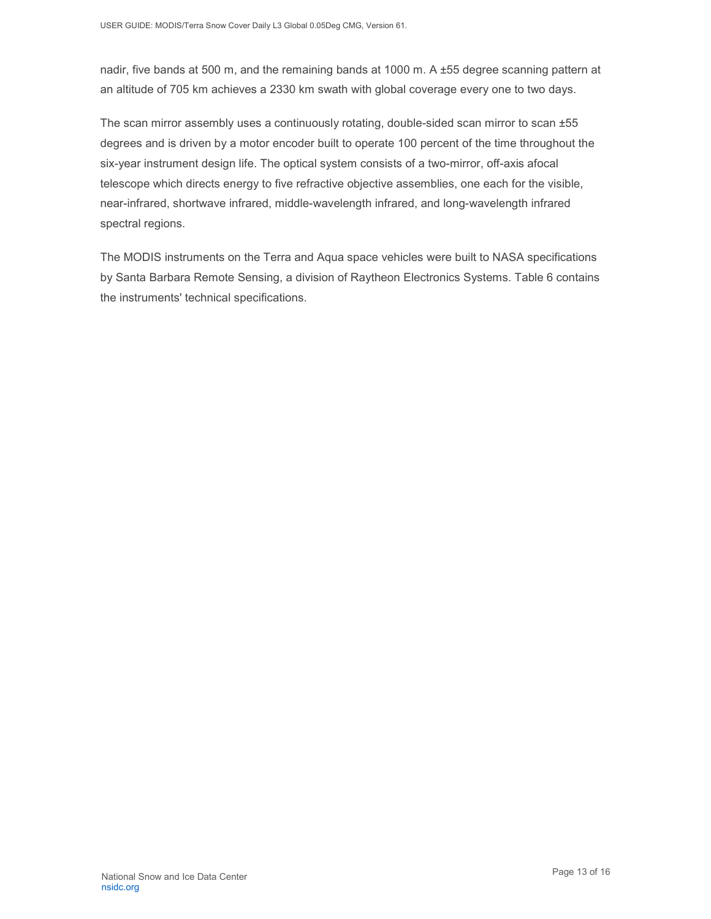nadir, five bands at 500 m, and the remaining bands at 1000 m. A ±55 degree scanning pattern at an altitude of 705 km achieves a 2330 km swath with global coverage every one to two days.

The scan mirror assembly uses a continuously rotating, double-sided scan mirror to scan ±55 degrees and is driven by a motor encoder built to operate 100 percent of the time throughout the six-year instrument design life. The optical system consists of a two-mirror, off-axis afocal telescope which directs energy to five refractive objective assemblies, one each for the visible, near-infrared, shortwave infrared, middle-wavelength infrared, and long-wavelength infrared spectral regions.

The MODIS instruments on the Terra and Aqua space vehicles were built to NASA specifications by Santa Barbara Remote Sensing, a division of Raytheon Electronics Systems. Table 6 contains the instruments' technical specifications.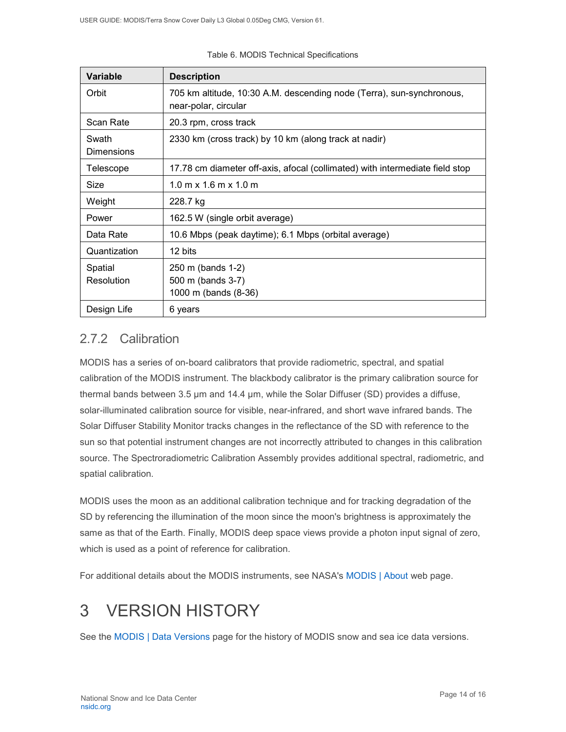Table 6. MODIS Technical Specifications

| Variable | Description |
| --- | --- |
| Orbit | 705 km altitude, 10:30 A.M. descending node (Terra), sun-synchronous, near-polar, circular |
| Scan Rate | 20.3 rpm, cross track |
| Swath Dimensions | 2330 km (cross track) by 10 km (along track at nadir) |
| Telescope | 17.78 cm diameter off-axis, afocal (collimated) with intermediate field stop |
| Size | 1.0 m x 1.6 m x 1.0 m |
| Weight | 228.7 kg |
| Power | 162.5 W (single orbit average) |
| Data Rate | 10.6 Mbps (peak daytime); 6.1 Mbps (orbital average) |
| Quantization | 12 bits |
| Spatial Resolution | 250 m (bands 1-2)<br>500 m (bands 3-7)<br>1000 m (bands (8-36) |
| Design Life | 6 years |

### 2.7.2 Calibration

MODIS has a series of on-board calibrators that provide radiometric, spectral, and spatial calibration of the MODIS instrument. The blackbody calibrator is the primary calibration source for thermal bands between 3.5 µm and 14.4 µm, while the Solar Diffuser (SD) provides a diffuse, solar-illuminated calibration source for visible, near-infrared, and short wave infrared bands. The Solar Diffuser Stability Monitor tracks changes in the reflectance of the SD with reference to the sun so that potential instrument changes are not incorrectly attributed to changes in this calibration source. The Spectroradiometric Calibration Assembly provides additional spectral, radiometric, and spatial calibration.

MODIS uses the moon as an additional calibration technique and for tracking degradation of the SD by referencing the illumination of the moon since the moon's brightness is approximately the same as that of the Earth. Finally, MODIS deep space views provide a photon input signal of zero, which is used as a point of reference for calibration.

For additional details about the MODIS instruments, see NASA's MODIS | About web page.

# 3 VERSION HISTORY

See the MODIS | Data Versions page for the history of MODIS snow and sea ice data versions.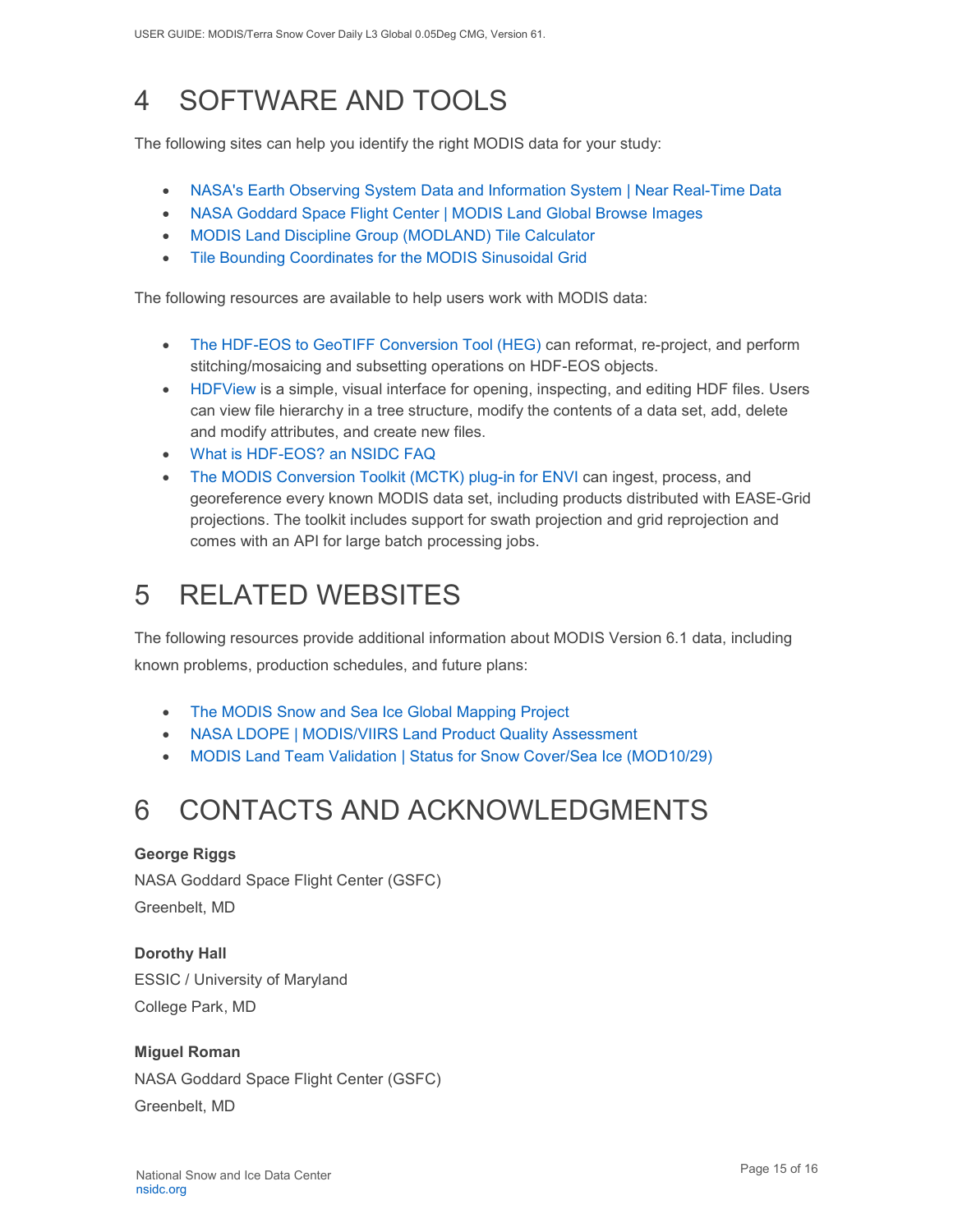# 4 SOFTWARE AND TOOLS

The following sites can help you identify the right MODIS data for your study:

- NASA's Earth Observing System Data and Information System | Near Real-Time Data
- NASA Goddard Space Flight Center | MODIS Land Global Browse Images
- MODIS Land Discipline Group (MODLAND) Tile Calculator
- Tile Bounding Coordinates for the MODIS Sinusoidal Grid

The following resources are available to help users work with MODIS data:

- The HDF-EOS to GeoTIFF Conversion Tool (HEG) can reformat, re-project, and perform stitching/mosaicing and subsetting operations on HDF-EOS objects.
- HDFView is a simple, visual interface for opening, inspecting, and editing HDF files. Users can view file hierarchy in a tree structure, modify the contents of a data set, add, delete and modify attributes, and create new files.
- What is HDF-EOS? an NSIDC FAQ
- The MODIS Conversion Toolkit (MCTK) plug-in for ENVI can ingest, process, and georeference every known MODIS data set, including products distributed with EASE-Grid projections. The toolkit includes support for swath projection and grid reprojection and comes with an API for large batch processing jobs.

# 5 RELATED WEBSITES

The following resources provide additional information about MODIS Version 6.1 data, including known problems, production schedules, and future plans:

- The MODIS Snow and Sea Ice Global Mapping Project
- NASA LDOPE | MODIS/VIIRS Land Product Quality Assessment
- MODIS Land Team Validation | Status for Snow Cover/Sea Ice (MOD10/29)

# 6 CONTACTS AND ACKNOWLEDGMENTS

**George Riggs**
NASA Goddard Space Flight Center (GSFC)
Greenbelt, MD

**Dorothy Hall**
ESSIC / University of Maryland
College Park, MD

**Miguel Roman**
NASA Goddard Space Flight Center (GSFC)
Greenbelt, MD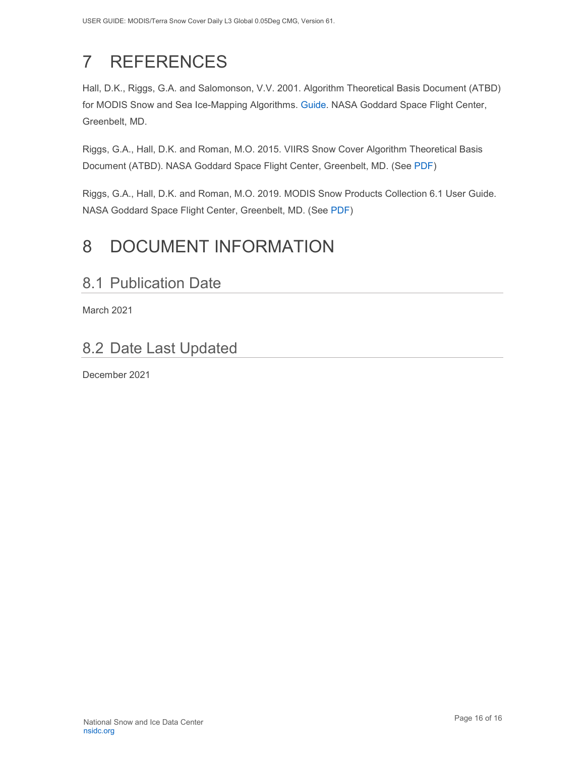# 7 REFERENCES

Hall, D.K., Riggs, G.A. and Salomonson, V.V. 2001. Algorithm Theoretical Basis Document (ATBD) for MODIS Snow and Sea Ice-Mapping Algorithms. Guide. NASA Goddard Space Flight Center, Greenbelt, MD.

Riggs, G.A., Hall, D.K. and Roman, M.O. 2015. VIIRS Snow Cover Algorithm Theoretical Basis Document (ATBD). NASA Goddard Space Flight Center, Greenbelt, MD. (See PDF)

Riggs, G.A., Hall, D.K. and Roman, M.O. 2019. MODIS Snow Products Collection 6.1 User Guide. NASA Goddard Space Flight Center, Greenbelt, MD. (See PDF)

# 8 DOCUMENT INFORMATION

## 8.1 Publication Date

March 2021

## 8.2 Date Last Updated

December 2021